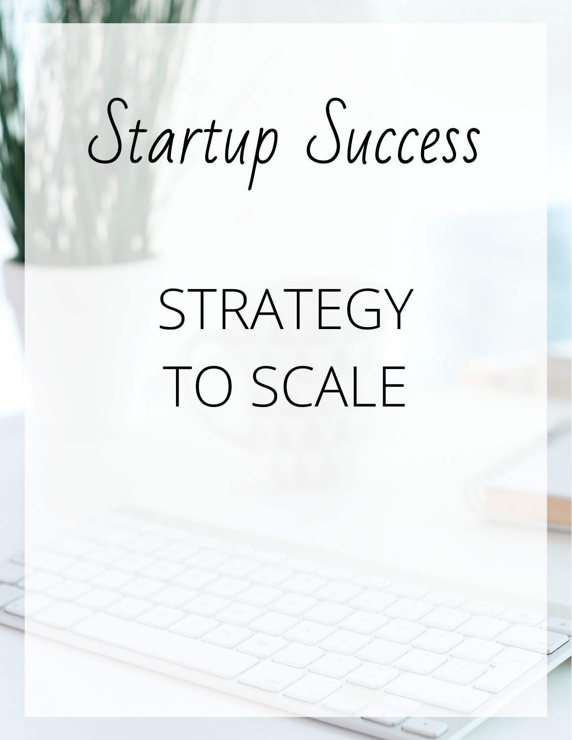# Startup Success

## STRATEGY TO SCALE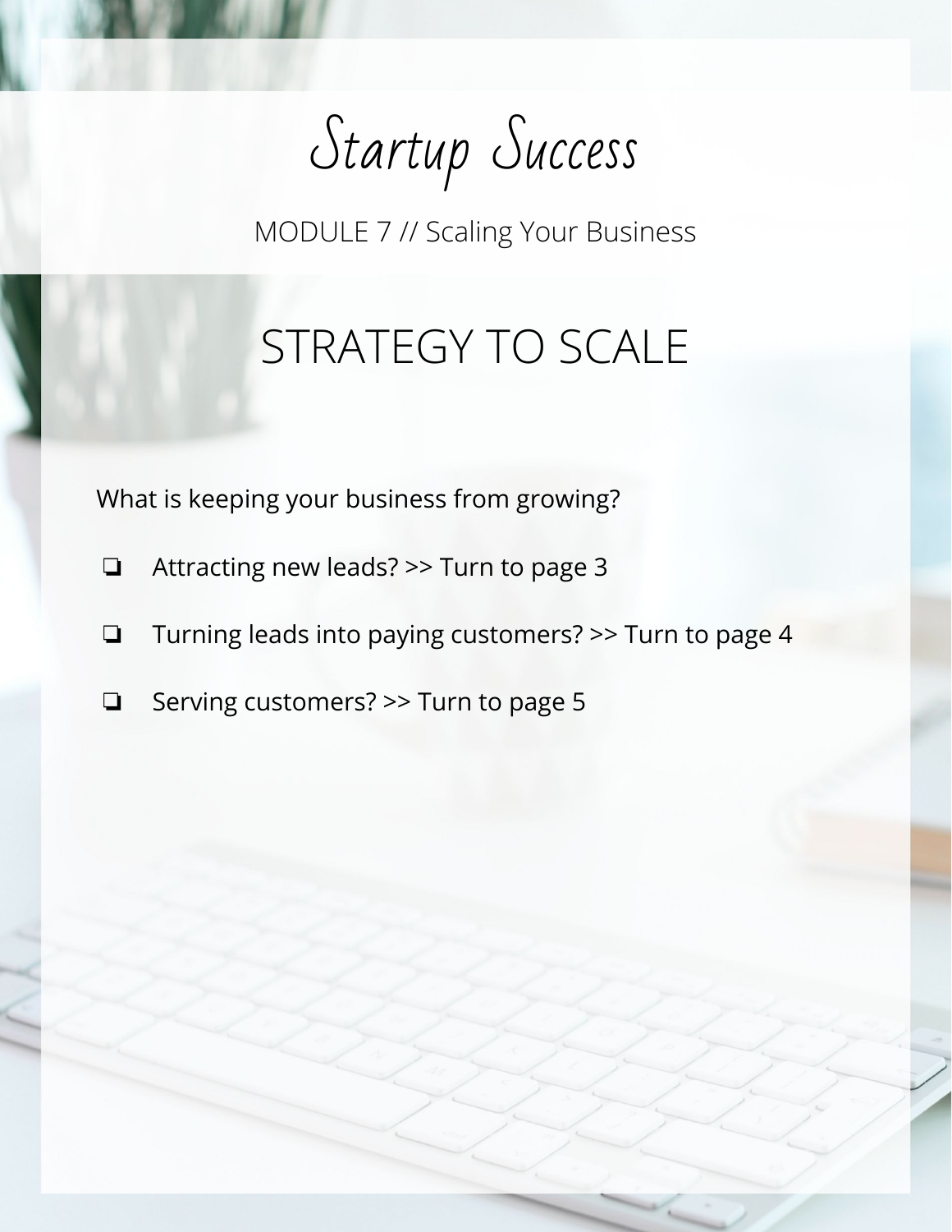# Startup Success

MODULE 7 // Scaling Your Business

## STRATEGY TO SCALE

What is keeping your business from growing?

- ❏ Attracting new leads? >> Turn to page 3
- ❏ Turning leads into paying customers? >> Turn to page 4
- ❏ Serving customers? >> Turn to page 5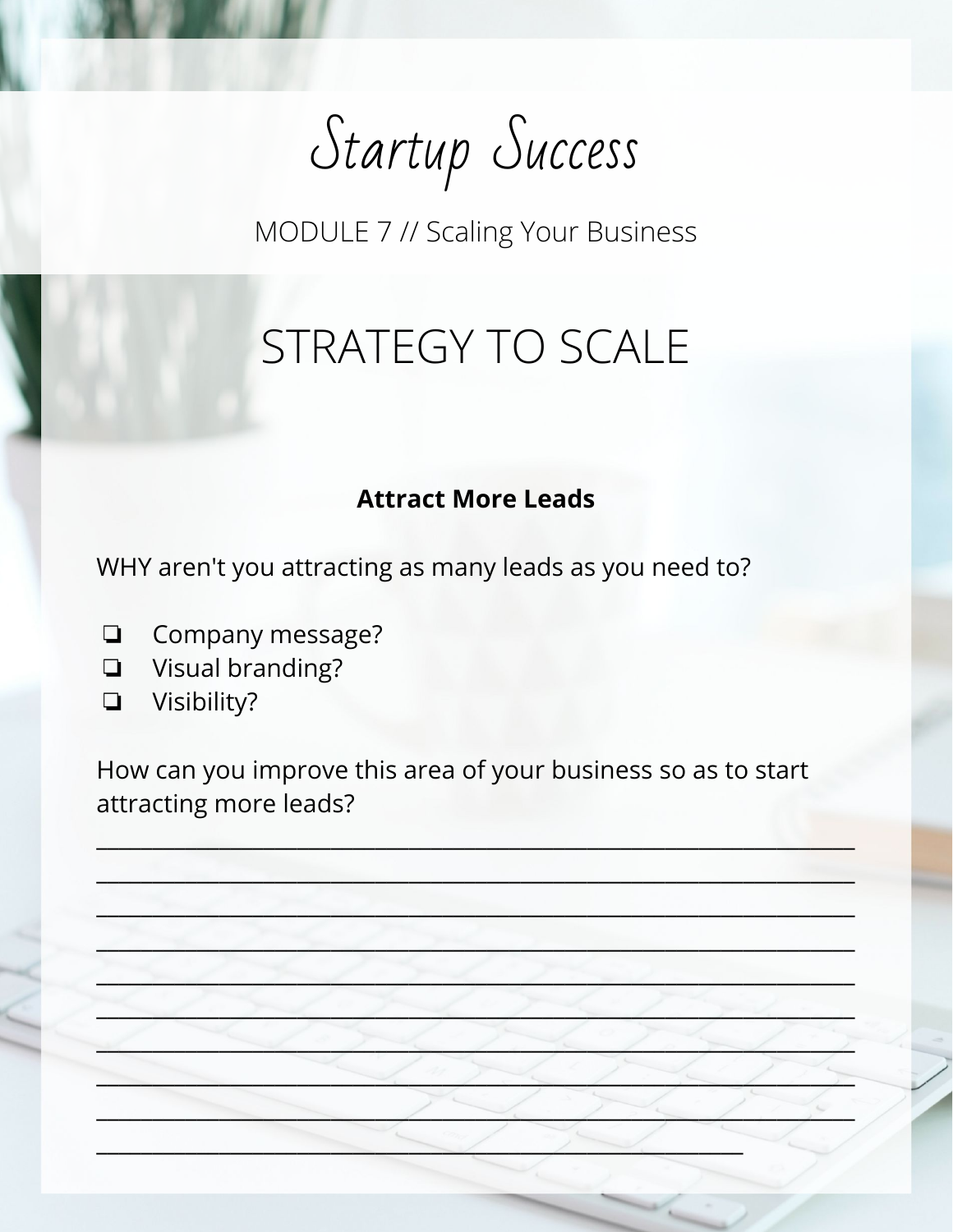# Startup Success

MODULE 7 // Scaling Your Business

## STRATEGY TO SCALE

**Attract More Leads**

WHY aren't you attracting as many leads as you need to?

- ❏ Company message?
- ❏ Visual branding?
- ❏ Visibility?

How can you improve this area of your business so as to start attracting more leads?

________________________________________________________________
________________________________________________________________
________________________________________________________________
________________________________________________________________
________________________________________________________________
________________________________________________________________
________________________________________________________________
________________________________________________________________
________________________________________________________________
______________________________________________________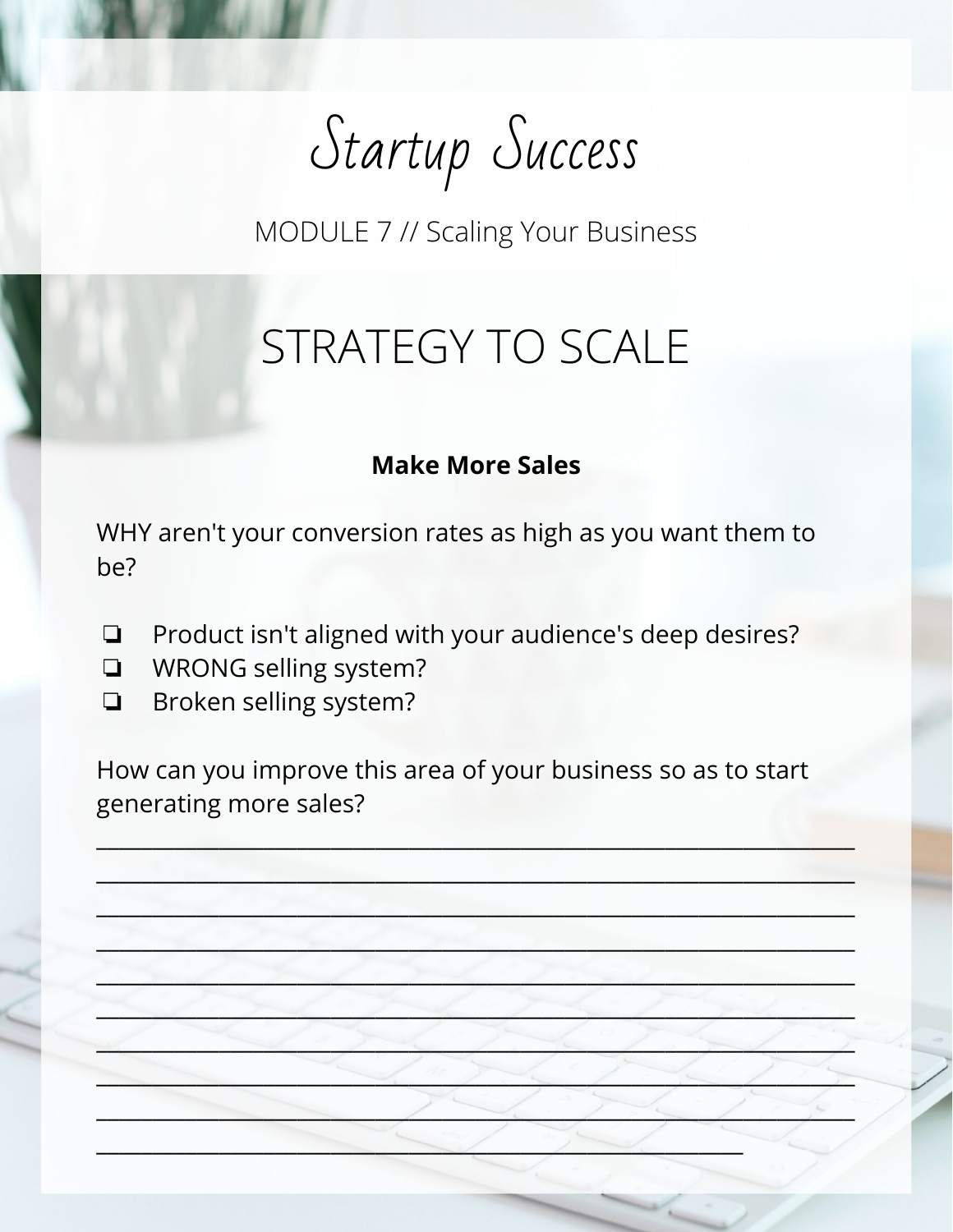# Startup Success

MODULE 7 // Scaling Your Business

## STRATEGY TO SCALE

**Make More Sales**

WHY aren't your conversion rates as high as you want them to be?

- ❏ Product isn't aligned with your audience's deep desires?
- ❏ WRONG selling system?
- ❏ Broken selling system?

How can you improve this area of your business so as to start generating more sales?

______________________________________________________________

______________________________________________________________

______________________________________________________________

______________________________________________________________

______________________________________________________________

______________________________________________________________

______________________________________________________________

______________________________________________________________

______________________________________________________________

_____________________________________________________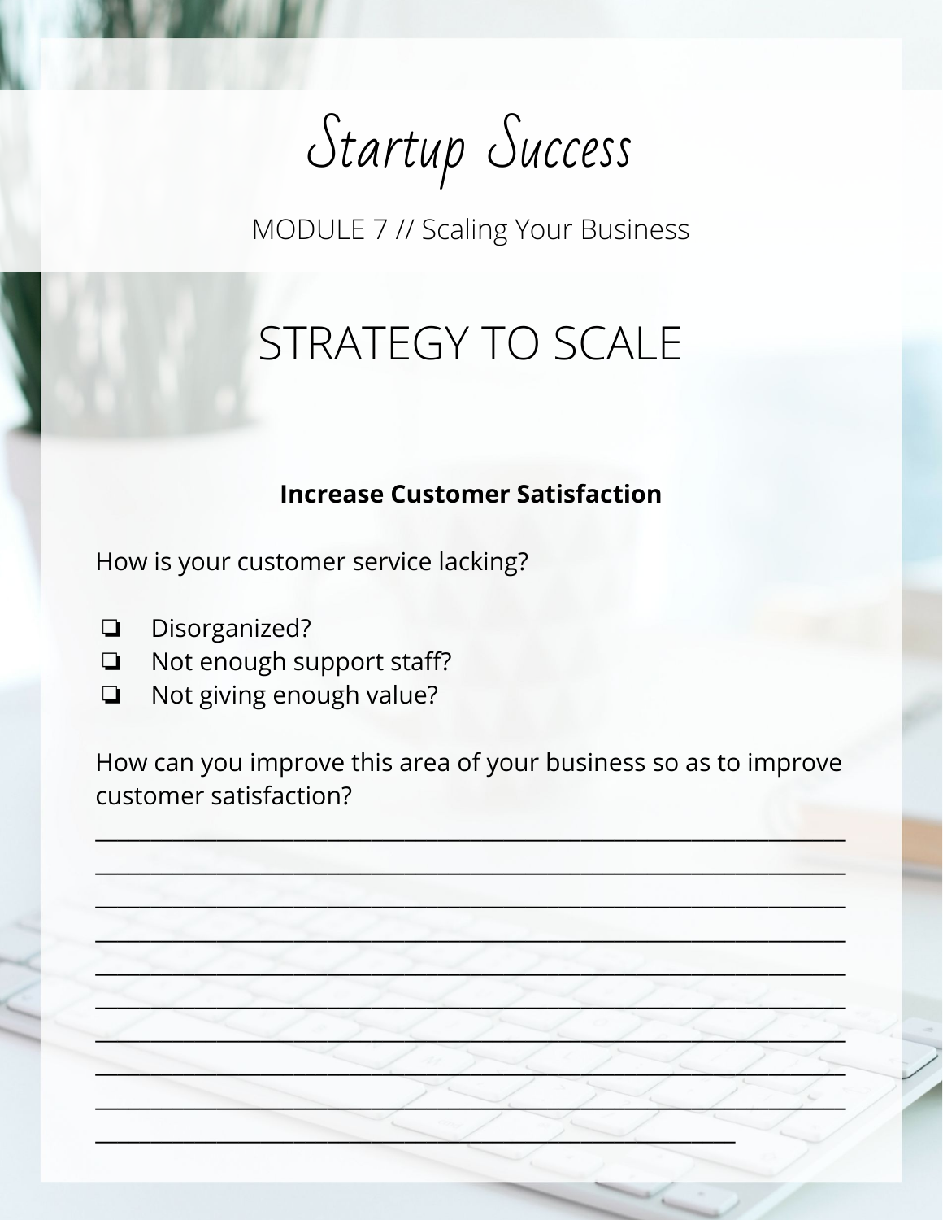# Startup Success

MODULE 7 // Scaling Your Business

## STRATEGY TO SCALE

**Increase Customer Satisfaction**

How is your customer service lacking?

- ❏ Disorganized?
- ❏ Not enough support staff?
- ❏ Not giving enough value?

How can you improve this area of your business so as to improve customer satisfaction?

______________________________________________________________________
______________________________________________________________________
______________________________________________________________________
______________________________________________________________________
______________________________________________________________________
______________________________________________________________________
______________________________________________________________________
______________________________________________________________________
______________________________________________________________________
____________________________________________________________